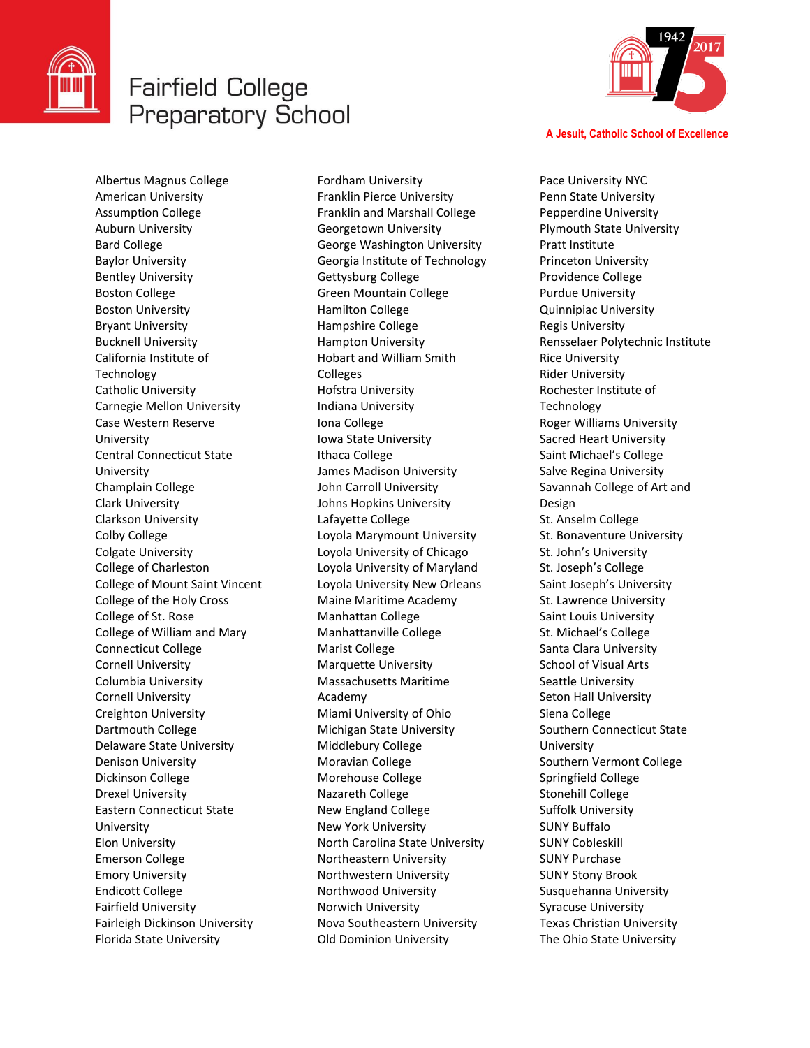# Fairfield College Preparatory School

1942 2017

A Jesuit, Catholic School of Excellence

Albertus Magnus College
American University
Assumption College
Auburn University
Bard College
Baylor University
Bentley University
Boston College
Boston University
Bryant University
Bucknell University
California Institute of Technology
Catholic University
Carnegie Mellon University
Case Western Reserve University
Central Connecticut State University
Champlain College
Clark University
Clarkson University
Colby College
Colgate University
College of Charleston
College of Mount Saint Vincent
College of the Holy Cross
College of St. Rose
College of William and Mary
Connecticut College
Cornell University
Columbia University
Cornell University
Creighton University
Dartmouth College
Delaware State University
Denison University
Dickinson College
Drexel University
Eastern Connecticut State University
Elon University
Emerson College
Emory University
Endicott College
Fairfield University
Fairleigh Dickinson University
Florida State University
Fordham University
Franklin Pierce University
Franklin and Marshall College
Georgetown University
George Washington University
Georgia Institute of Technology
Gettysburg College
Green Mountain College
Hamilton College
Hampshire College
Hampton University
Hobart and William Smith Colleges
Hofstra University
Indiana University
Iona College
Iowa State University
Ithaca College
James Madison University
John Carroll University
Johns Hopkins University
Lafayette College
Loyola Marymount University
Loyola University of Chicago
Loyola University of Maryland
Loyola University New Orleans
Maine Maritime Academy
Manhattan College
Manhattanville College
Marist College
Marquette University
Massachusetts Maritime Academy
Miami University of Ohio
Michigan State University
Middlebury College
Moravian College
Morehouse College
Nazareth College
New England College
New York University
North Carolina State University
Northeastern University
Northwestern University
Northwood University
Norwich University
Nova Southeastern University
Old Dominion University
Pace University NYC
Penn State University
Pepperdine University
Plymouth State University
Pratt Institute
Princeton University
Providence College
Purdue University
Quinnipiac University
Regis University
Rensselaer Polytechnic Institute
Rice University
Rider University
Rochester Institute of Technology
Roger Williams University
Sacred Heart University
Saint Michael's College
Salve Regina University
Savannah College of Art and Design
St. Anselm College
St. Bonaventure University
St. John's University
St. Joseph's College
Saint Joseph's University
St. Lawrence University
Saint Louis University
St. Michael's College
Santa Clara University
School of Visual Arts
Seattle University
Seton Hall University
Siena College
Southern Connecticut State University
Southern Vermont College
Springfield College
Stonehill College
Suffolk University
SUNY Buffalo
SUNY Cobleskill
SUNY Purchase
SUNY Stony Brook
Susquehanna University
Syracuse University
Texas Christian University
The Ohio State University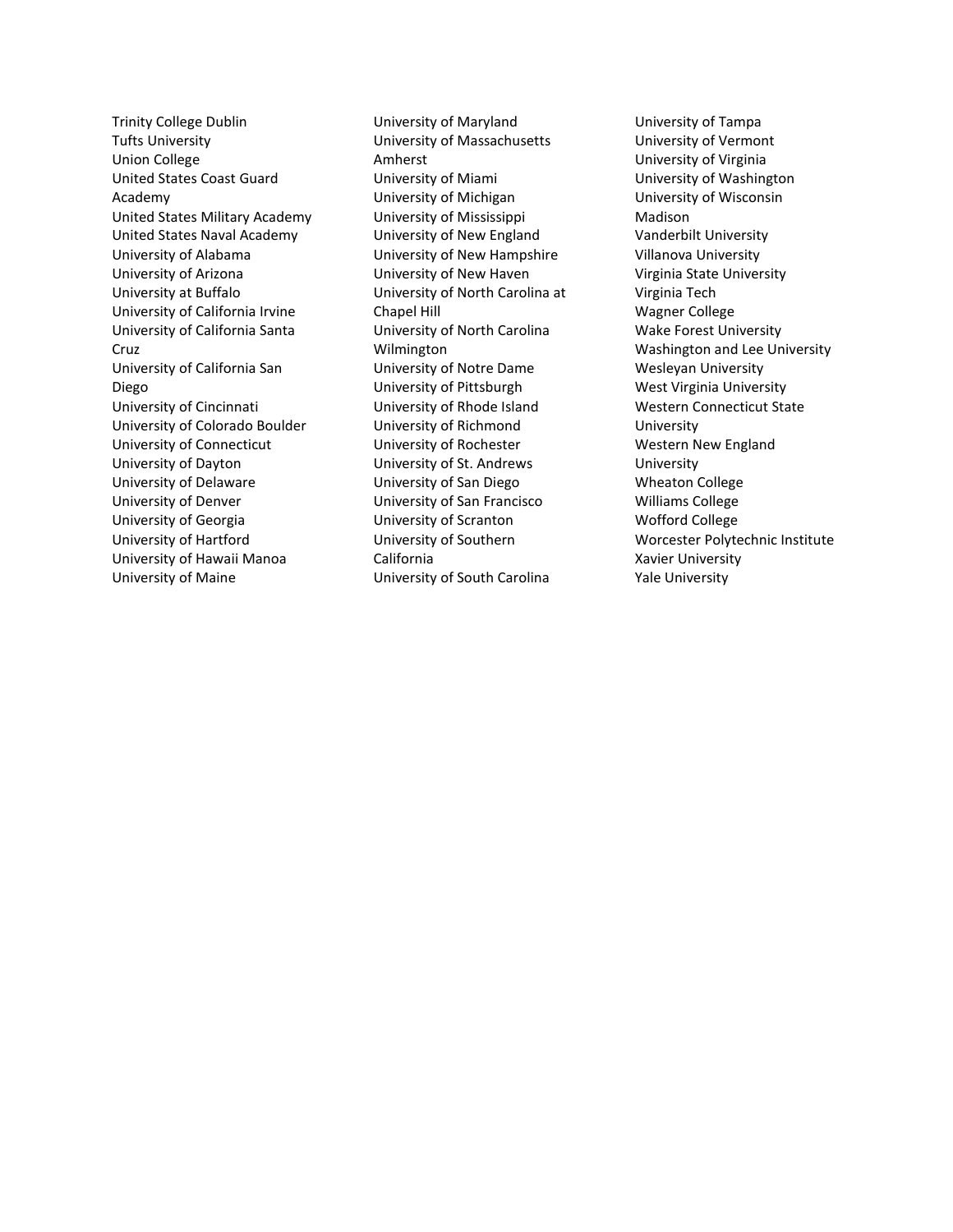Trinity College Dublin
Tufts University
Union College
United States Coast Guard Academy
United States Military Academy
United States Naval Academy
University of Alabama
University of Arizona
University at Buffalo
University of California Irvine
University of California Santa Cruz
University of California San Diego
University of Cincinnati
University of Colorado Boulder
University of Connecticut
University of Dayton
University of Delaware
University of Denver
University of Georgia
University of Hartford
University of Hawaii Manoa
University of Maine
University of Maryland
University of Massachusetts Amherst
University of Miami
University of Michigan
University of Mississippi
University of New England
University of New Hampshire
University of New Haven
University of North Carolina at Chapel Hill
University of North Carolina Wilmington
University of Notre Dame
University of Pittsburgh
University of Rhode Island
University of Richmond
University of Rochester
University of St. Andrews
University of San Diego
University of San Francisco
University of Scranton
University of Southern California
University of South Carolina
University of Tampa
University of Vermont
University of Virginia
University of Washington
University of Wisconsin Madison
Vanderbilt University
Villanova University
Virginia State University
Virginia Tech
Wagner College
Wake Forest University
Washington and Lee University
Wesleyan University
West Virginia University
Western Connecticut State University
Western New England University
Wheaton College
Williams College
Wofford College
Worcester Polytechnic Institute
Xavier University
Yale University